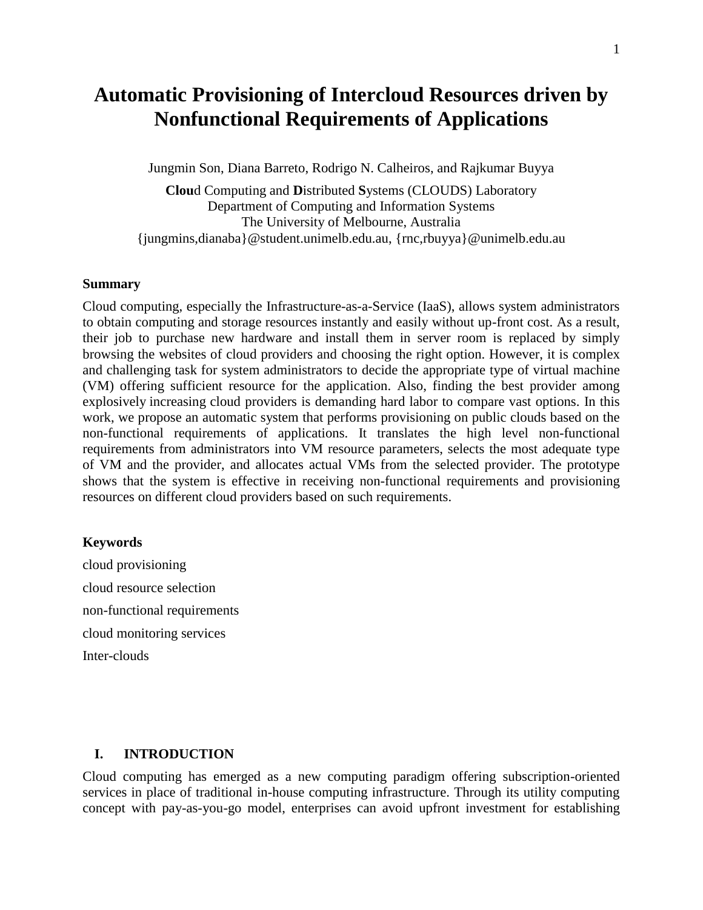# Automatic Provisioning of Intercloud Resources driven by Nonfunctional Requirements of Applications

Jungmin Son, Diana Barreto, Rodrigo N. Calheiros, and Rajkumar Buyya

**Clou**d Computing and **D**istributed **S**ystems (CLOUDS) Laboratory
Department of Computing and Information Systems
The University of Melbourne, Australia
{jungmins,dianaba}@student.unimelb.edu.au, {rnc,rbuyya}@unimelb.edu.au

**Summary**

Cloud computing, especially the Infrastructure-as-a-Service (IaaS), allows system administrators to obtain computing and storage resources instantly and easily without up-front cost. As a result, their job to purchase new hardware and install them in server room is replaced by simply browsing the websites of cloud providers and choosing the right option. However, it is complex and challenging task for system administrators to decide the appropriate type of virtual machine (VM) offering sufficient resource for the application. Also, finding the best provider among explosively increasing cloud providers is demanding hard labor to compare vast options. In this work, we propose an automatic system that performs provisioning on public clouds based on the non-functional requirements of applications. It translates the high level non-functional requirements from administrators into VM resource parameters, selects the most adequate type of VM and the provider, and allocates actual VMs from the selected provider. The prototype shows that the system is effective in receiving non-functional requirements and provisioning resources on different cloud providers based on such requirements.

**Keywords**

cloud provisioning

cloud resource selection

non-functional requirements

cloud monitoring services

Inter-clouds

## I. INTRODUCTION

Cloud computing has emerged as a new computing paradigm offering subscription-oriented services in place of traditional in-house computing infrastructure. Through its utility computing concept with pay-as-you-go model, enterprises can avoid upfront investment for establishing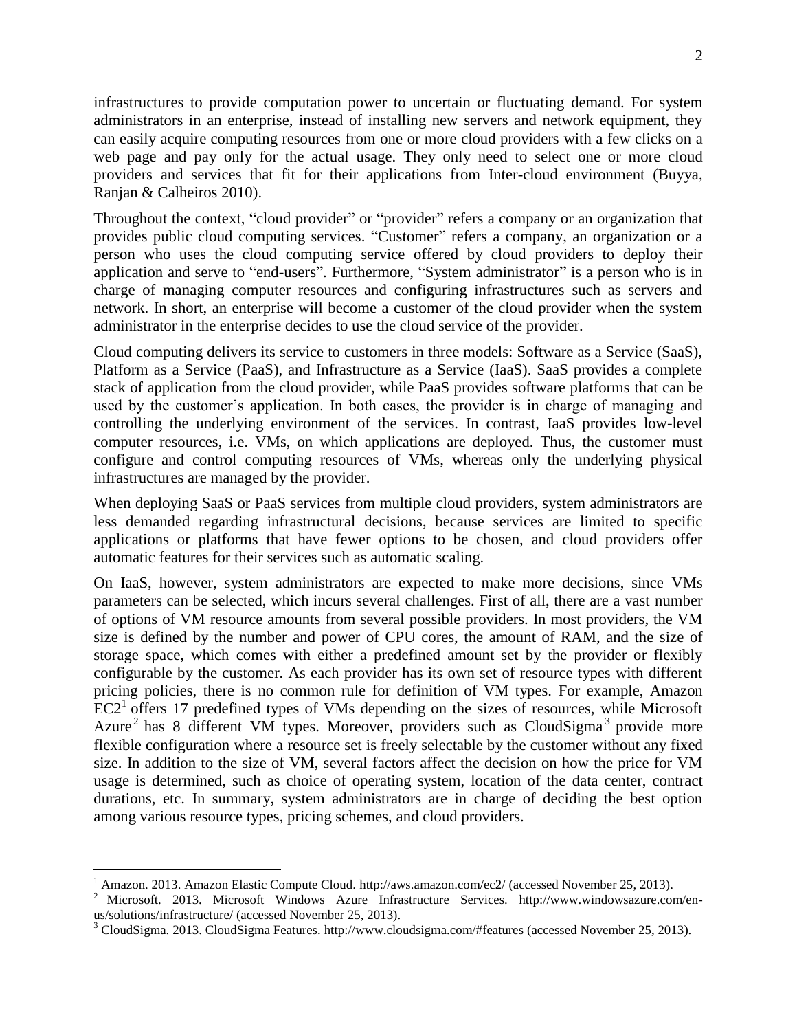infrastructures to provide computation power to uncertain or fluctuating demand. For system administrators in an enterprise, instead of installing new servers and network equipment, they can easily acquire computing resources from one or more cloud providers with a few clicks on a web page and pay only for the actual usage. They only need to select one or more cloud providers and services that fit for their applications from Inter-cloud environment (Buyya, Ranjan & Calheiros 2010).

Throughout the context, "cloud provider" or "provider" refers a company or an organization that provides public cloud computing services. "Customer" refers a company, an organization or a person who uses the cloud computing service offered by cloud providers to deploy their application and serve to "end-users". Furthermore, "System administrator" is a person who is in charge of managing computer resources and configuring infrastructures such as servers and network. In short, an enterprise will become a customer of the cloud provider when the system administrator in the enterprise decides to use the cloud service of the provider.

Cloud computing delivers its service to customers in three models: Software as a Service (SaaS), Platform as a Service (PaaS), and Infrastructure as a Service (IaaS). SaaS provides a complete stack of application from the cloud provider, while PaaS provides software platforms that can be used by the customer's application. In both cases, the provider is in charge of managing and controlling the underlying environment of the services. In contrast, IaaS provides low-level computer resources, i.e. VMs, on which applications are deployed. Thus, the customer must configure and control computing resources of VMs, whereas only the underlying physical infrastructures are managed by the provider.

When deploying SaaS or PaaS services from multiple cloud providers, system administrators are less demanded regarding infrastructural decisions, because services are limited to specific applications or platforms that have fewer options to be chosen, and cloud providers offer automatic features for their services such as automatic scaling.

On IaaS, however, system administrators are expected to make more decisions, since VMs parameters can be selected, which incurs several challenges. First of all, there are a vast number of options of VM resource amounts from several possible providers. In most providers, the VM size is defined by the number and power of CPU cores, the amount of RAM, and the size of storage space, which comes with either a predefined amount set by the provider or flexibly configurable by the customer. As each provider has its own set of resource types with different pricing policies, there is no common rule for definition of VM types. For example, Amazon EC2[1] offers 17 predefined types of VMs depending on the sizes of resources, while Microsoft Azure[2] has 8 different VM types. Moreover, providers such as CloudSigma[3] provide more flexible configuration where a resource set is freely selectable by the customer without any fixed size. In addition to the size of VM, several factors affect the decision on how the price for VM usage is determined, such as choice of operating system, location of the data center, contract durations, etc. In summary, system administrators are in charge of deciding the best option among various resource types, pricing schemes, and cloud providers.

[1] Amazon. 2013. Amazon Elastic Compute Cloud. http://aws.amazon.com/ec2/ (accessed November 25, 2013).

[2] Microsoft. 2013. Microsoft Windows Azure Infrastructure Services. http://www.windowsazure.com/en-us/solutions/infrastructure/ (accessed November 25, 2013).

[3] CloudSigma. 2013. CloudSigma Features. http://www.cloudsigma.com/#features (accessed November 25, 2013).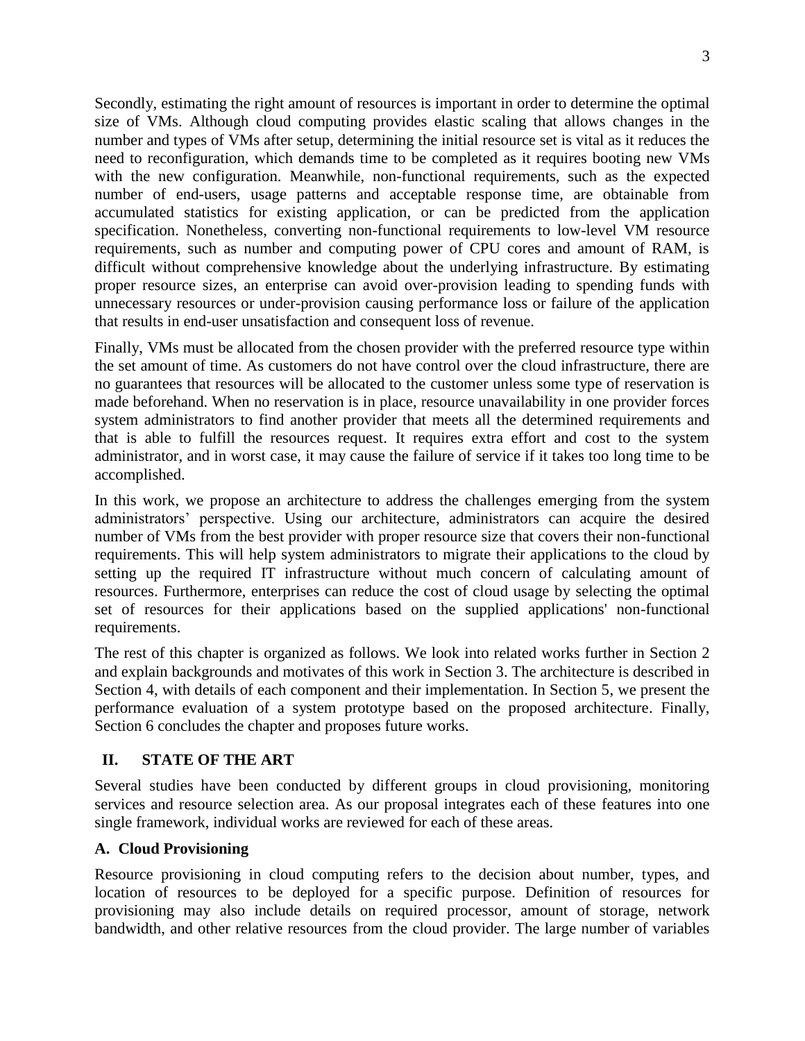Secondly, estimating the right amount of resources is important in order to determine the optimal size of VMs. Although cloud computing provides elastic scaling that allows changes in the number and types of VMs after setup, determining the initial resource set is vital as it reduces the need to reconfiguration, which demands time to be completed as it requires booting new VMs with the new configuration. Meanwhile, non-functional requirements, such as the expected number of end-users, usage patterns and acceptable response time, are obtainable from accumulated statistics for existing application, or can be predicted from the application specification. Nonetheless, converting non-functional requirements to low-level VM resource requirements, such as number and computing power of CPU cores and amount of RAM, is difficult without comprehensive knowledge about the underlying infrastructure. By estimating proper resource sizes, an enterprise can avoid over-provision leading to spending funds with unnecessary resources or under-provision causing performance loss or failure of the application that results in end-user unsatisfaction and consequent loss of revenue.

Finally, VMs must be allocated from the chosen provider with the preferred resource type within the set amount of time. As customers do not have control over the cloud infrastructure, there are no guarantees that resources will be allocated to the customer unless some type of reservation is made beforehand. When no reservation is in place, resource unavailability in one provider forces system administrators to find another provider that meets all the determined requirements and that is able to fulfill the resources request. It requires extra effort and cost to the system administrator, and in worst case, it may cause the failure of service if it takes too long time to be accomplished.

In this work, we propose an architecture to address the challenges emerging from the system administrators' perspective. Using our architecture, administrators can acquire the desired number of VMs from the best provider with proper resource size that covers their non-functional requirements. This will help system administrators to migrate their applications to the cloud by setting up the required IT infrastructure without much concern of calculating amount of resources. Furthermore, enterprises can reduce the cost of cloud usage by selecting the optimal set of resources for their applications based on the supplied applications' non-functional requirements.

The rest of this chapter is organized as follows. We look into related works further in Section 2 and explain backgrounds and motivates of this work in Section 3. The architecture is described in Section 4, with details of each component and their implementation. In Section 5, we present the performance evaluation of a system prototype based on the proposed architecture. Finally, Section 6 concludes the chapter and proposes future works.

## II. STATE OF THE ART

Several studies have been conducted by different groups in cloud provisioning, monitoring services and resource selection area. As our proposal integrates each of these features into one single framework, individual works are reviewed for each of these areas.

### A. Cloud Provisioning

Resource provisioning in cloud computing refers to the decision about number, types, and location of resources to be deployed for a specific purpose. Definition of resources for provisioning may also include details on required processor, amount of storage, network bandwidth, and other relative resources from the cloud provider. The large number of variables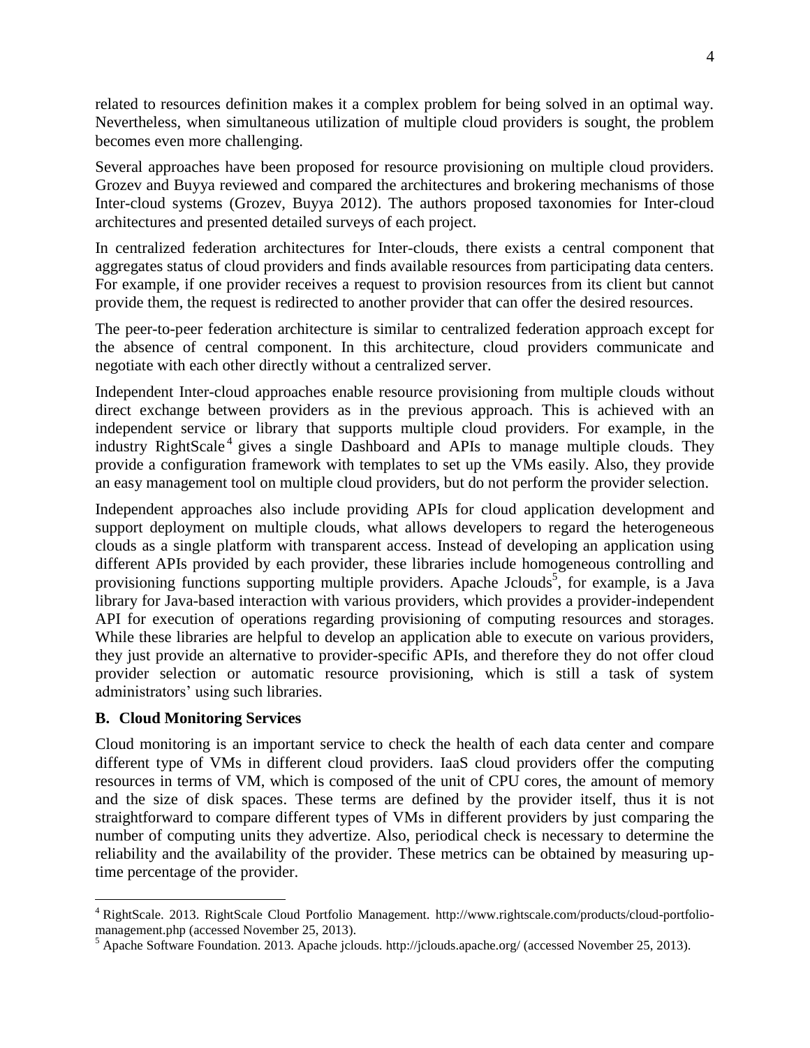related to resources definition makes it a complex problem for being solved in an optimal way. Nevertheless, when simultaneous utilization of multiple cloud providers is sought, the problem becomes even more challenging.

Several approaches have been proposed for resource provisioning on multiple cloud providers. Grozev and Buyya reviewed and compared the architectures and brokering mechanisms of those Inter-cloud systems (Grozev, Buyya 2012). The authors proposed taxonomies for Inter-cloud architectures and presented detailed surveys of each project.

In centralized federation architectures for Inter-clouds, there exists a central component that aggregates status of cloud providers and finds available resources from participating data centers. For example, if one provider receives a request to provision resources from its client but cannot provide them, the request is redirected to another provider that can offer the desired resources.

The peer-to-peer federation architecture is similar to centralized federation approach except for the absence of central component. In this architecture, cloud providers communicate and negotiate with each other directly without a centralized server.

Independent Inter-cloud approaches enable resource provisioning from multiple clouds without direct exchange between providers as in the previous approach. This is achieved with an independent service or library that supports multiple cloud providers. For example, in the industry RightScale[4] gives a single Dashboard and APIs to manage multiple clouds. They provide a configuration framework with templates to set up the VMs easily. Also, they provide an easy management tool on multiple cloud providers, but do not perform the provider selection.

Independent approaches also include providing APIs for cloud application development and support deployment on multiple clouds, what allows developers to regard the heterogeneous clouds as a single platform with transparent access. Instead of developing an application using different APIs provided by each provider, these libraries include homogeneous controlling and provisioning functions supporting multiple providers. Apache Jclouds[5], for example, is a Java library for Java-based interaction with various providers, which provides a provider-independent API for execution of operations regarding provisioning of computing resources and storages. While these libraries are helpful to develop an application able to execute on various providers, they just provide an alternative to provider-specific APIs, and therefore they do not offer cloud provider selection or automatic resource provisioning, which is still a task of system administrators' using such libraries.

### B. Cloud Monitoring Services

Cloud monitoring is an important service to check the health of each data center and compare different type of VMs in different cloud providers. IaaS cloud providers offer the computing resources in terms of VM, which is composed of the unit of CPU cores, the amount of memory and the size of disk spaces. These terms are defined by the provider itself, thus it is not straightforward to compare different types of VMs in different providers by just comparing the number of computing units they advertize. Also, periodical check is necessary to determine the reliability and the availability of the provider. These metrics can be obtained by measuring up-time percentage of the provider.

---

[4] RightScale. 2013. RightScale Cloud Portfolio Management. http://www.rightscale.com/products/cloud-portfolio-management.php (accessed November 25, 2013).

[5] Apache Software Foundation. 2013. Apache jclouds. http://jclouds.apache.org/ (accessed November 25, 2013).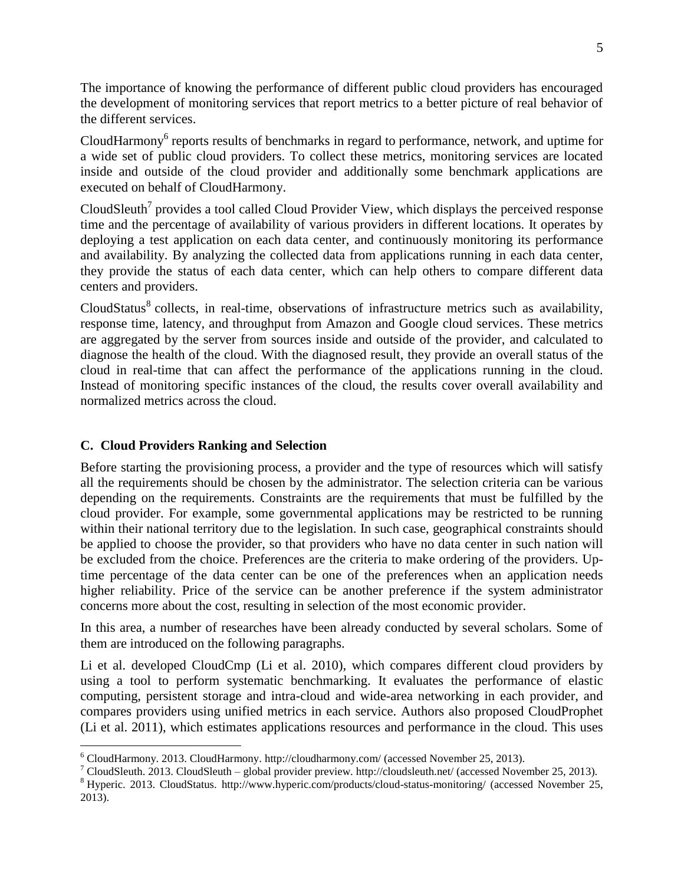The importance of knowing the performance of different public cloud providers has encouraged the development of monitoring services that report metrics to a better picture of real behavior of the different services.

CloudHarmony[6] reports results of benchmarks in regard to performance, network, and uptime for a wide set of public cloud providers. To collect these metrics, monitoring services are located inside and outside of the cloud provider and additionally some benchmark applications are executed on behalf of CloudHarmony.

CloudSleuth[7] provides a tool called Cloud Provider View, which displays the perceived response time and the percentage of availability of various providers in different locations. It operates by deploying a test application on each data center, and continuously monitoring its performance and availability. By analyzing the collected data from applications running in each data center, they provide the status of each data center, which can help others to compare different data centers and providers.

CloudStatus[8] collects, in real-time, observations of infrastructure metrics such as availability, response time, latency, and throughput from Amazon and Google cloud services. These metrics are aggregated by the server from sources inside and outside of the provider, and calculated to diagnose the health of the cloud. With the diagnosed result, they provide an overall status of the cloud in real-time that can affect the performance of the applications running in the cloud. Instead of monitoring specific instances of the cloud, the results cover overall availability and normalized metrics across the cloud.

### C. Cloud Providers Ranking and Selection

Before starting the provisioning process, a provider and the type of resources which will satisfy all the requirements should be chosen by the administrator. The selection criteria can be various depending on the requirements. Constraints are the requirements that must be fulfilled by the cloud provider. For example, some governmental applications may be restricted to be running within their national territory due to the legislation. In such case, geographical constraints should be applied to choose the provider, so that providers who have no data center in such nation will be excluded from the choice. Preferences are the criteria to make ordering of the providers. Up-time percentage of the data center can be one of the preferences when an application needs higher reliability. Price of the service can be another preference if the system administrator concerns more about the cost, resulting in selection of the most economic provider.

In this area, a number of researches have been already conducted by several scholars. Some of them are introduced on the following paragraphs.

Li et al. developed CloudCmp (Li et al. 2010), which compares different cloud providers by using a tool to perform systematic benchmarking. It evaluates the performance of elastic computing, persistent storage and intra-cloud and wide-area networking in each provider, and compares providers using unified metrics in each service. Authors also proposed CloudProphet (Li et al. 2011), which estimates applications resources and performance in the cloud. This uses

---

[6] CloudHarmony. 2013. CloudHarmony. http://cloudharmony.com/ (accessed November 25, 2013).

[7] CloudSleuth. 2013. CloudSleuth – global provider preview. http://cloudsleuth.net/ (accessed November 25, 2013).

[8] Hyperic. 2013. CloudStatus. http://www.hyperic.com/products/cloud-status-monitoring/ (accessed November 25, 2013).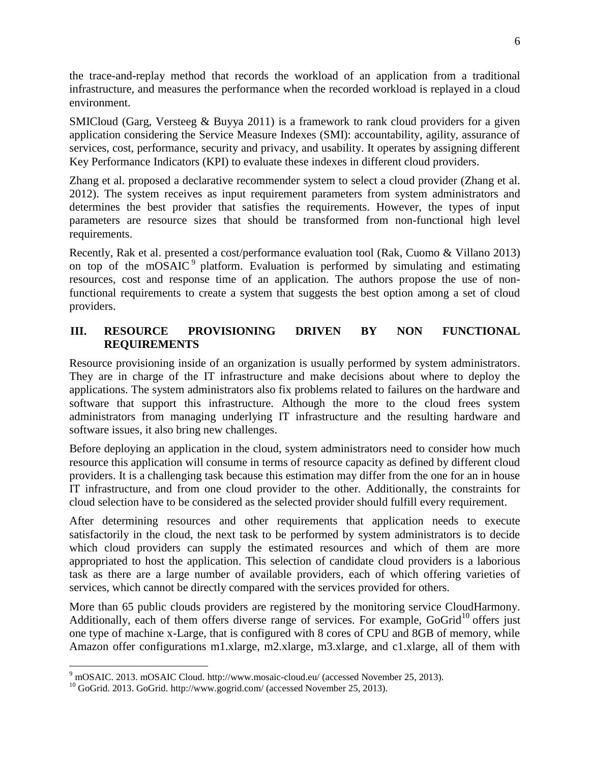the trace-and-replay method that records the workload of an application from a traditional infrastructure, and measures the performance when the recorded workload is replayed in a cloud environment.

SMICloud (Garg, Versteeg & Buyya 2011) is a framework to rank cloud providers for a given application considering the Service Measure Indexes (SMI): accountability, agility, assurance of services, cost, performance, security and privacy, and usability. It operates by assigning different Key Performance Indicators (KPI) to evaluate these indexes in different cloud providers.

Zhang et al. proposed a declarative recommender system to select a cloud provider (Zhang et al. 2012). The system receives as input requirement parameters from system administrators and determines the best provider that satisfies the requirements. However, the types of input parameters are resource sizes that should be transformed from non-functional high level requirements.

Recently, Rak et al. presented a cost/performance evaluation tool (Rak, Cuomo & Villano 2013) on top of the mOSAIC[9] platform. Evaluation is performed by simulating and estimating resources, cost and response time of an application. The authors propose the use of non-functional requirements to create a system that suggests the best option among a set of cloud providers.

## III. RESOURCE PROVISIONING DRIVEN BY NON FUNCTIONAL REQUIREMENTS

Resource provisioning inside of an organization is usually performed by system administrators. They are in charge of the IT infrastructure and make decisions about where to deploy the applications. The system administrators also fix problems related to failures on the hardware and software that support this infrastructure. Although the more to the cloud frees system administrators from managing underlying IT infrastructure and the resulting hardware and software issues, it also bring new challenges.

Before deploying an application in the cloud, system administrators need to consider how much resource this application will consume in terms of resource capacity as defined by different cloud providers. It is a challenging task because this estimation may differ from the one for an in house IT infrastructure, and from one cloud provider to the other. Additionally, the constraints for cloud selection have to be considered as the selected provider should fulfill every requirement.

After determining resources and other requirements that application needs to execute satisfactorily in the cloud, the next task to be performed by system administrators is to decide which cloud providers can supply the estimated resources and which of them are more appropriated to host the application. This selection of candidate cloud providers is a laborious task as there are a large number of available providers, each of which offering varieties of services, which cannot be directly compared with the services provided for others.

More than 65 public clouds providers are registered by the monitoring service CloudHarmony. Additionally, each of them offers diverse range of services. For example, GoGrid[10] offers just one type of machine x-Large, that is configured with 8 cores of CPU and 8GB of memory, while Amazon offer configurations m1.xlarge, m2.xlarge, m3.xlarge, and c1.xlarge, all of them with

---

[9] mOSAIC. 2013. mOSAIC Cloud. http://www.mosaic-cloud.eu/ (accessed November 25, 2013).

[10] GoGrid. 2013. GoGrid. http://www.gogrid.com/ (accessed November 25, 2013).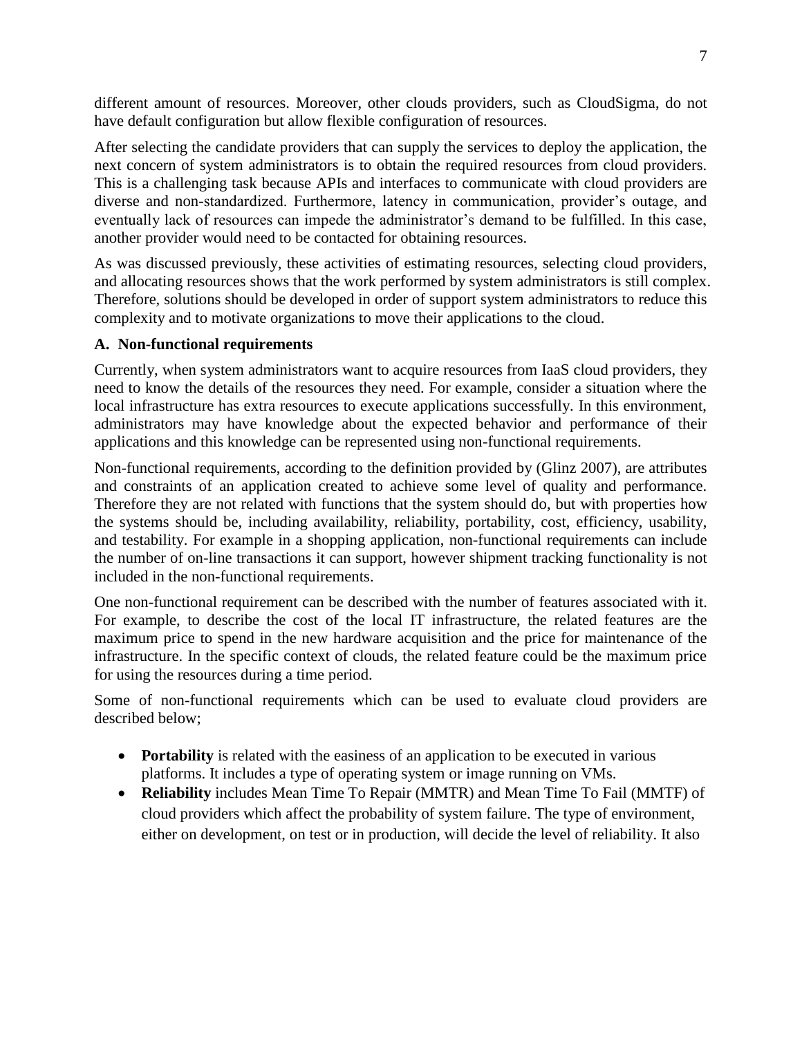different amount of resources. Moreover, other clouds providers, such as CloudSigma, do not have default configuration but allow flexible configuration of resources.

After selecting the candidate providers that can supply the services to deploy the application, the next concern of system administrators is to obtain the required resources from cloud providers. This is a challenging task because APIs and interfaces to communicate with cloud providers are diverse and non-standardized. Furthermore, latency in communication, provider's outage, and eventually lack of resources can impede the administrator's demand to be fulfilled. In this case, another provider would need to be contacted for obtaining resources.

As was discussed previously, these activities of estimating resources, selecting cloud providers, and allocating resources shows that the work performed by system administrators is still complex. Therefore, solutions should be developed in order of support system administrators to reduce this complexity and to motivate organizations to move their applications to the cloud.

### A. Non-functional requirements

Currently, when system administrators want to acquire resources from IaaS cloud providers, they need to know the details of the resources they need. For example, consider a situation where the local infrastructure has extra resources to execute applications successfully. In this environment, administrators may have knowledge about the expected behavior and performance of their applications and this knowledge can be represented using non-functional requirements.

Non-functional requirements, according to the definition provided by (Glinz 2007), are attributes and constraints of an application created to achieve some level of quality and performance. Therefore they are not related with functions that the system should do, but with properties how the systems should be, including availability, reliability, portability, cost, efficiency, usability, and testability. For example in a shopping application, non-functional requirements can include the number of on-line transactions it can support, however shipment tracking functionality is not included in the non-functional requirements.

One non-functional requirement can be described with the number of features associated with it. For example, to describe the cost of the local IT infrastructure, the related features are the maximum price to spend in the new hardware acquisition and the price for maintenance of the infrastructure. In the specific context of clouds, the related feature could be the maximum price for using the resources during a time period.

Some of non-functional requirements which can be used to evaluate cloud providers are described below;

- **Portability** is related with the easiness of an application to be executed in various platforms. It includes a type of operating system or image running on VMs.
- **Reliability** includes Mean Time To Repair (MMTR) and Mean Time To Fail (MMTF) of cloud providers which affect the probability of system failure. The type of environment, either on development, on test or in production, will decide the level of reliability. It also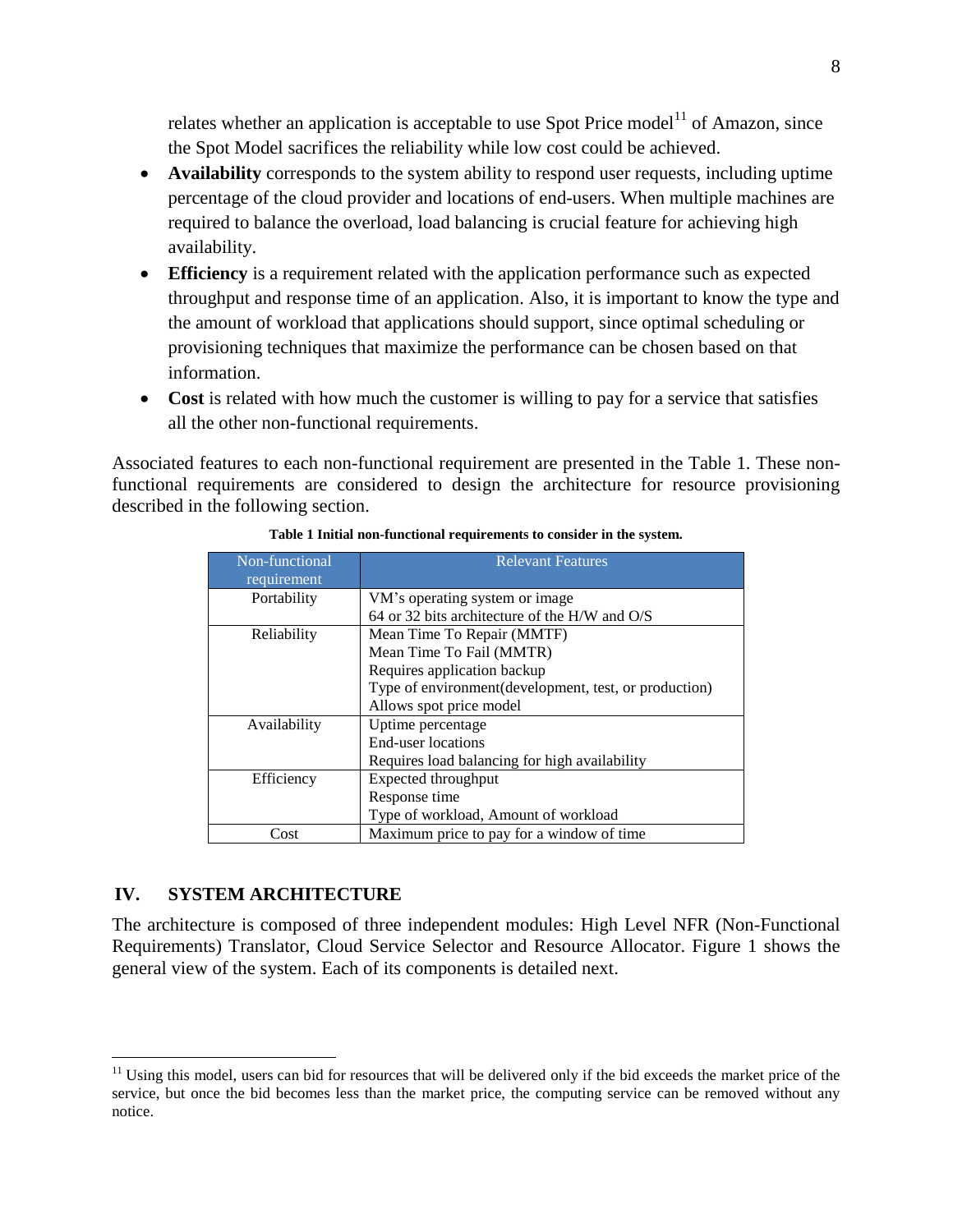relates whether an application is acceptable to use Spot Price model[11] of Amazon, since the Spot Model sacrifices the reliability while low cost could be achieved.

- **Availability** corresponds to the system ability to respond user requests, including uptime percentage of the cloud provider and locations of end-users. When multiple machines are required to balance the overload, load balancing is crucial feature for achieving high availability.
- **Efficiency** is a requirement related with the application performance such as expected throughput and response time of an application. Also, it is important to know the type and the amount of workload that applications should support, since optimal scheduling or provisioning techniques that maximize the performance can be chosen based on that information.
- **Cost** is related with how much the customer is willing to pay for a service that satisfies all the other non-functional requirements.

Associated features to each non-functional requirement are presented in the Table 1. These non-functional requirements are considered to design the architecture for resource provisioning described in the following section.

**Table 1 Initial non-functional requirements to consider in the system.**

| Non-functional requirement | Relevant Features |
|---|---|
| Portability | VM's operating system or image<br>64 or 32 bits architecture of the H/W and O/S |
| Reliability | Mean Time To Repair (MMTF)<br>Mean Time To Fail (MMTR)<br>Requires application backup<br>Type of environment(development, test, or production)<br>Allows spot price model |
| Availability | Uptime percentage<br>End-user locations<br>Requires load balancing for high availability |
| Efficiency | Expected throughput<br>Response time<br>Type of workload, Amount of workload |
| Cost | Maximum price to pay for a window of time |

## IV. SYSTEM ARCHITECTURE

The architecture is composed of three independent modules: High Level NFR (Non-Functional Requirements) Translator, Cloud Service Selector and Resource Allocator. Figure 1 shows the general view of the system. Each of its components is detailed next.

[11] Using this model, users can bid for resources that will be delivered only if the bid exceeds the market price of the service, but once the bid becomes less than the market price, the computing service can be removed without any notice.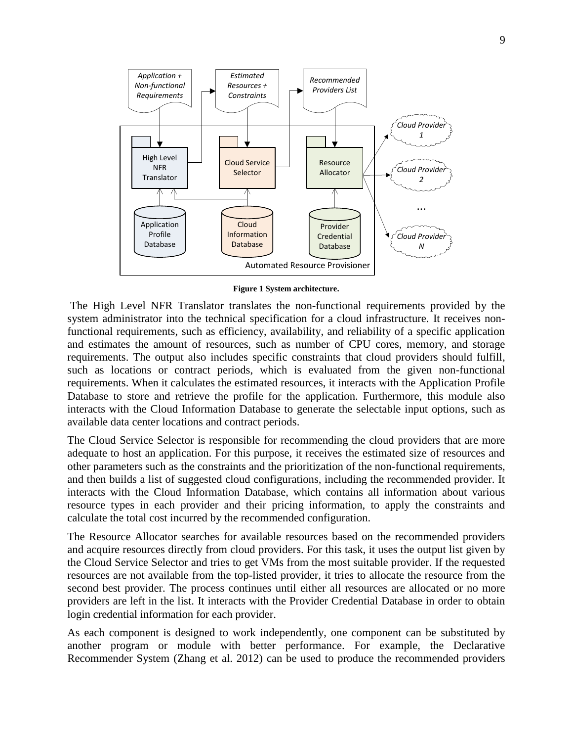**Figure 1 System architecture.**

The High Level NFR Translator translates the non-functional requirements provided by the system administrator into the technical specification for a cloud infrastructure. It receives non-functional requirements, such as efficiency, availability, and reliability of a specific application and estimates the amount of resources, such as number of CPU cores, memory, and storage requirements. The output also includes specific constraints that cloud providers should fulfill, such as locations or contract periods, which is evaluated from the given non-functional requirements. When it calculates the estimated resources, it interacts with the Application Profile Database to store and retrieve the profile for the application. Furthermore, this module also interacts with the Cloud Information Database to generate the selectable input options, such as available data center locations and contract periods.

The Cloud Service Selector is responsible for recommending the cloud providers that are more adequate to host an application. For this purpose, it receives the estimated size of resources and other parameters such as the constraints and the prioritization of the non-functional requirements, and then builds a list of suggested cloud configurations, including the recommended provider. It interacts with the Cloud Information Database, which contains all information about various resource types in each provider and their pricing information, to apply the constraints and calculate the total cost incurred by the recommended configuration.

The Resource Allocator searches for available resources based on the recommended providers and acquire resources directly from cloud providers. For this task, it uses the output list given by the Cloud Service Selector and tries to get VMs from the most suitable provider. If the requested resources are not available from the top-listed provider, it tries to allocate the resource from the second best provider. The process continues until either all resources are allocated or no more providers are left in the list. It interacts with the Provider Credential Database in order to obtain login credential information for each provider.

As each component is designed to work independently, one component can be substituted by another program or module with better performance. For example, the Declarative Recommender System (Zhang et al. 2012) can be used to produce the recommended providers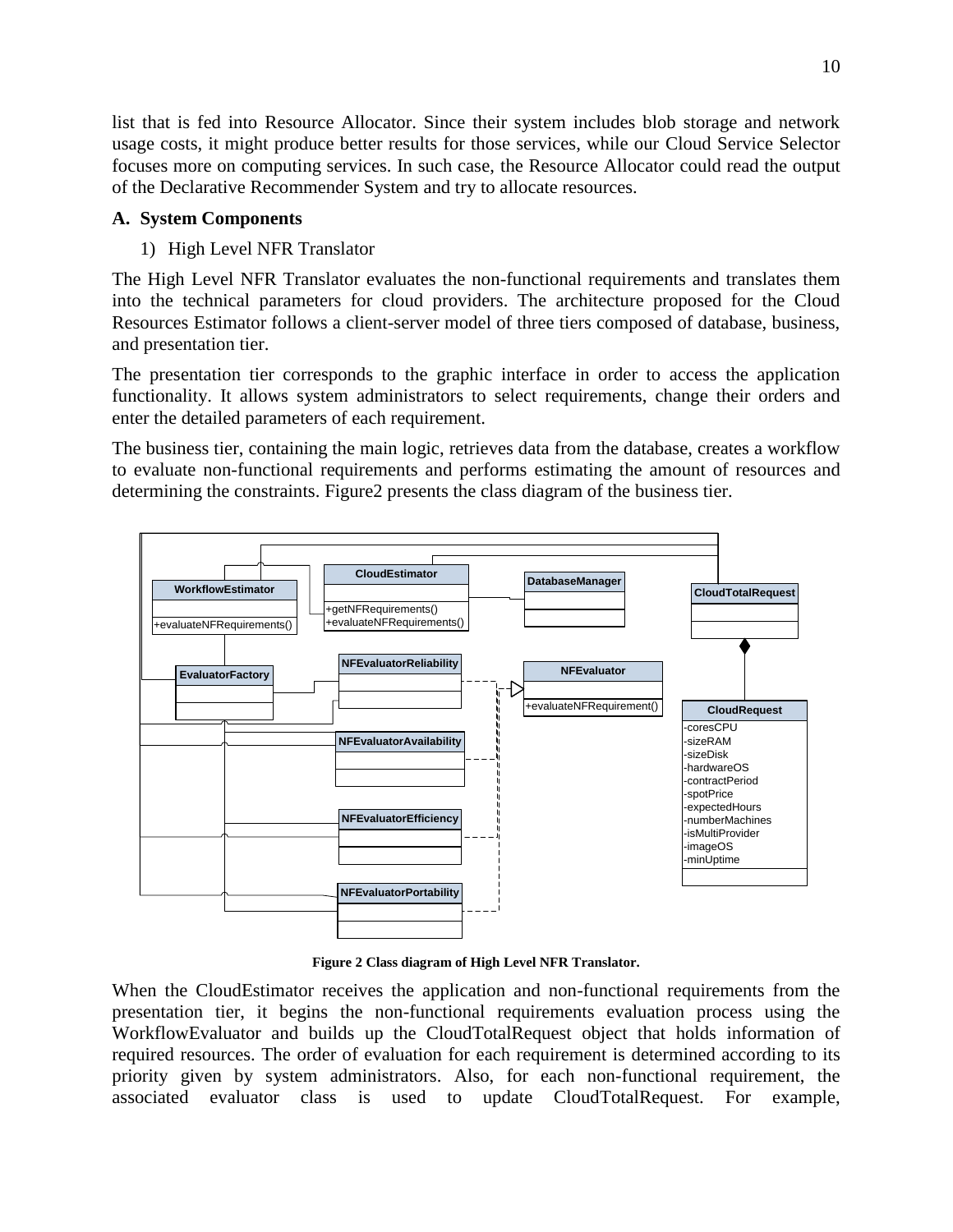list that is fed into Resource Allocator. Since their system includes blob storage and network usage costs, it might produce better results for those services, while our Cloud Service Selector focuses more on computing services. In such case, the Resource Allocator could read the output of the Declarative Recommender System and try to allocate resources.

## A. System Components

1) High Level NFR Translator

The High Level NFR Translator evaluates the non-functional requirements and translates them into the technical parameters for cloud providers. The architecture proposed for the Cloud Resources Estimator follows a client-server model of three tiers composed of database, business, and presentation tier.

The presentation tier corresponds to the graphic interface in order to access the application functionality. It allows system administrators to select requirements, change their orders and enter the detailed parameters of each requirement.

The business tier, containing the main logic, retrieves data from the database, creates a workflow to evaluate non-functional requirements and performs estimating the amount of resources and determining the constraints. Figure2 presents the class diagram of the business tier.

**Figure 2 Class diagram of High Level NFR Translator.**

When the CloudEstimator receives the application and non-functional requirements from the presentation tier, it begins the non-functional requirements evaluation process using the WorkflowEvaluator and builds up the CloudTotalRequest object that holds information of required resources. The order of evaluation for each requirement is determined according to its priority given by system administrators. Also, for each non-functional requirement, the associated evaluator class is used to update CloudTotalRequest. For example,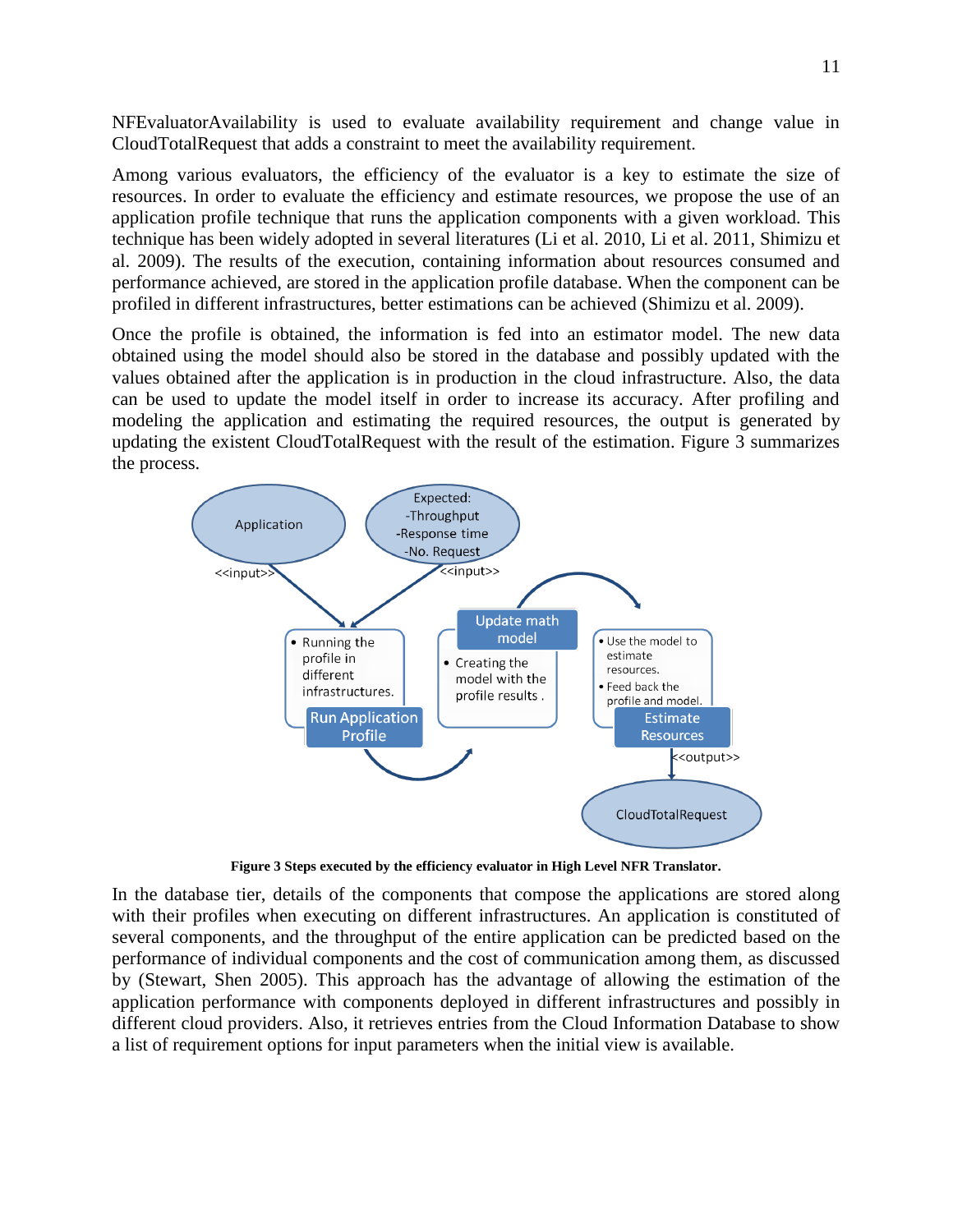NFEvaluatorAvailability is used to evaluate availability requirement and change value in CloudTotalRequest that adds a constraint to meet the availability requirement.

Among various evaluators, the efficiency of the evaluator is a key to estimate the size of resources. In order to evaluate the efficiency and estimate resources, we propose the use of an application profile technique that runs the application components with a given workload. This technique has been widely adopted in several literatures (Li et al. 2010, Li et al. 2011, Shimizu et al. 2009). The results of the execution, containing information about resources consumed and performance achieved, are stored in the application profile database. When the component can be profiled in different infrastructures, better estimations can be achieved (Shimizu et al. 2009).

Once the profile is obtained, the information is fed into an estimator model. The new data obtained using the model should also be stored in the database and possibly updated with the values obtained after the application is in production in the cloud infrastructure. Also, the data can be used to update the model itself in order to increase its accuracy. After profiling and modeling the application and estimating the required resources, the output is generated by updating the existent CloudTotalRequest with the result of the estimation. Figure 3 summarizes the process.

**Figure 3 Steps executed by the efficiency evaluator in High Level NFR Translator.**

In the database tier, details of the components that compose the applications are stored along with their profiles when executing on different infrastructures. An application is constituted of several components, and the throughput of the entire application can be predicted based on the performance of individual components and the cost of communication among them, as discussed by (Stewart, Shen 2005). This approach has the advantage of allowing the estimation of the application performance with components deployed in different infrastructures and possibly in different cloud providers. Also, it retrieves entries from the Cloud Information Database to show a list of requirement options for input parameters when the initial view is available.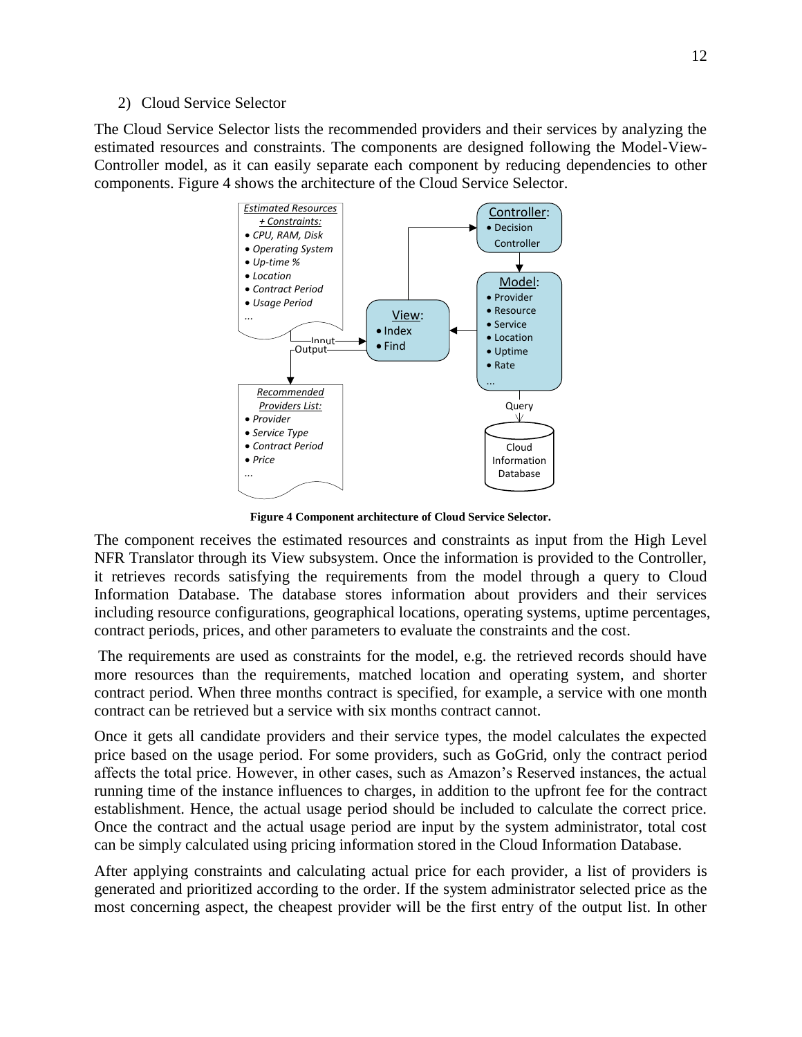2) Cloud Service Selector

The Cloud Service Selector lists the recommended providers and their services by analyzing the estimated resources and constraints. The components are designed following the Model-View-Controller model, as it can easily separate each component by reducing dependencies to other components. Figure 4 shows the architecture of the Cloud Service Selector.

**Figure 4 Component architecture of Cloud Service Selector.**

The component receives the estimated resources and constraints as input from the High Level NFR Translator through its View subsystem. Once the information is provided to the Controller, it retrieves records satisfying the requirements from the model through a query to Cloud Information Database. The database stores information about providers and their services including resource configurations, geographical locations, operating systems, uptime percentages, contract periods, prices, and other parameters to evaluate the constraints and the cost.

The requirements are used as constraints for the model, e.g. the retrieved records should have more resources than the requirements, matched location and operating system, and shorter contract period. When three months contract is specified, for example, a service with one month contract can be retrieved but a service with six months contract cannot.

Once it gets all candidate providers and their service types, the model calculates the expected price based on the usage period. For some providers, such as GoGrid, only the contract period affects the total price. However, in other cases, such as Amazon's Reserved instances, the actual running time of the instance influences to charges, in addition to the upfront fee for the contract establishment. Hence, the actual usage period should be included to calculate the correct price. Once the contract and the actual usage period are input by the system administrator, total cost can be simply calculated using pricing information stored in the Cloud Information Database.

After applying constraints and calculating actual price for each provider, a list of providers is generated and prioritized according to the order. If the system administrator selected price as the most concerning aspect, the cheapest provider will be the first entry of the output list. In other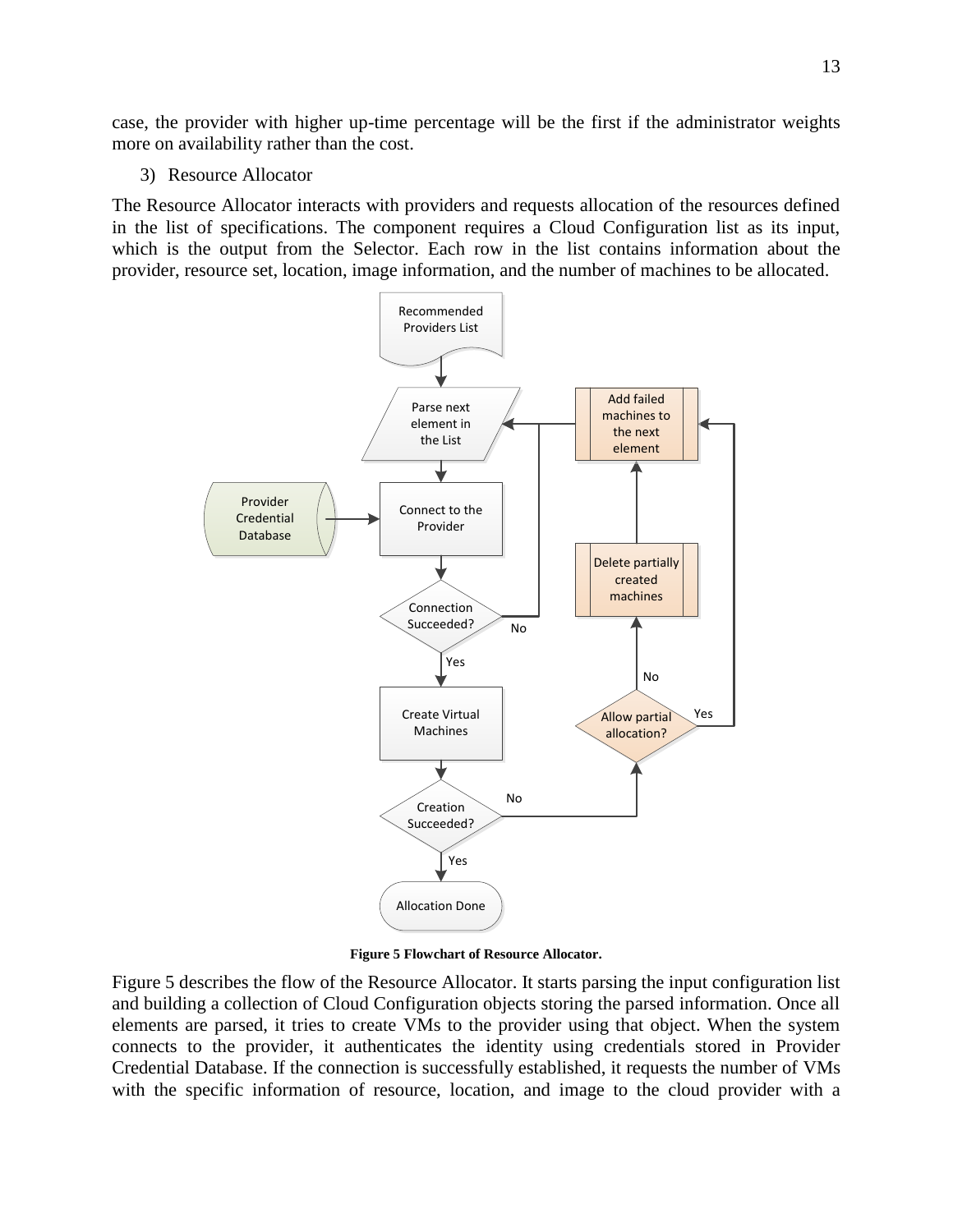case, the provider with higher up-time percentage will be the first if the administrator weights more on availability rather than the cost.

3) Resource Allocator

The Resource Allocator interacts with providers and requests allocation of the resources defined in the list of specifications. The component requires a Cloud Configuration list as its input, which is the output from the Selector. Each row in the list contains information about the provider, resource set, location, image information, and the number of machines to be allocated.

**Figure 5 Flowchart of Resource Allocator.**

Figure 5 describes the flow of the Resource Allocator. It starts parsing the input configuration list and building a collection of Cloud Configuration objects storing the parsed information. Once all elements are parsed, it tries to create VMs to the provider using that object. When the system connects to the provider, it authenticates the identity using credentials stored in Provider Credential Database. If the connection is successfully established, it requests the number of VMs with the specific information of resource, location, and image to the cloud provider with a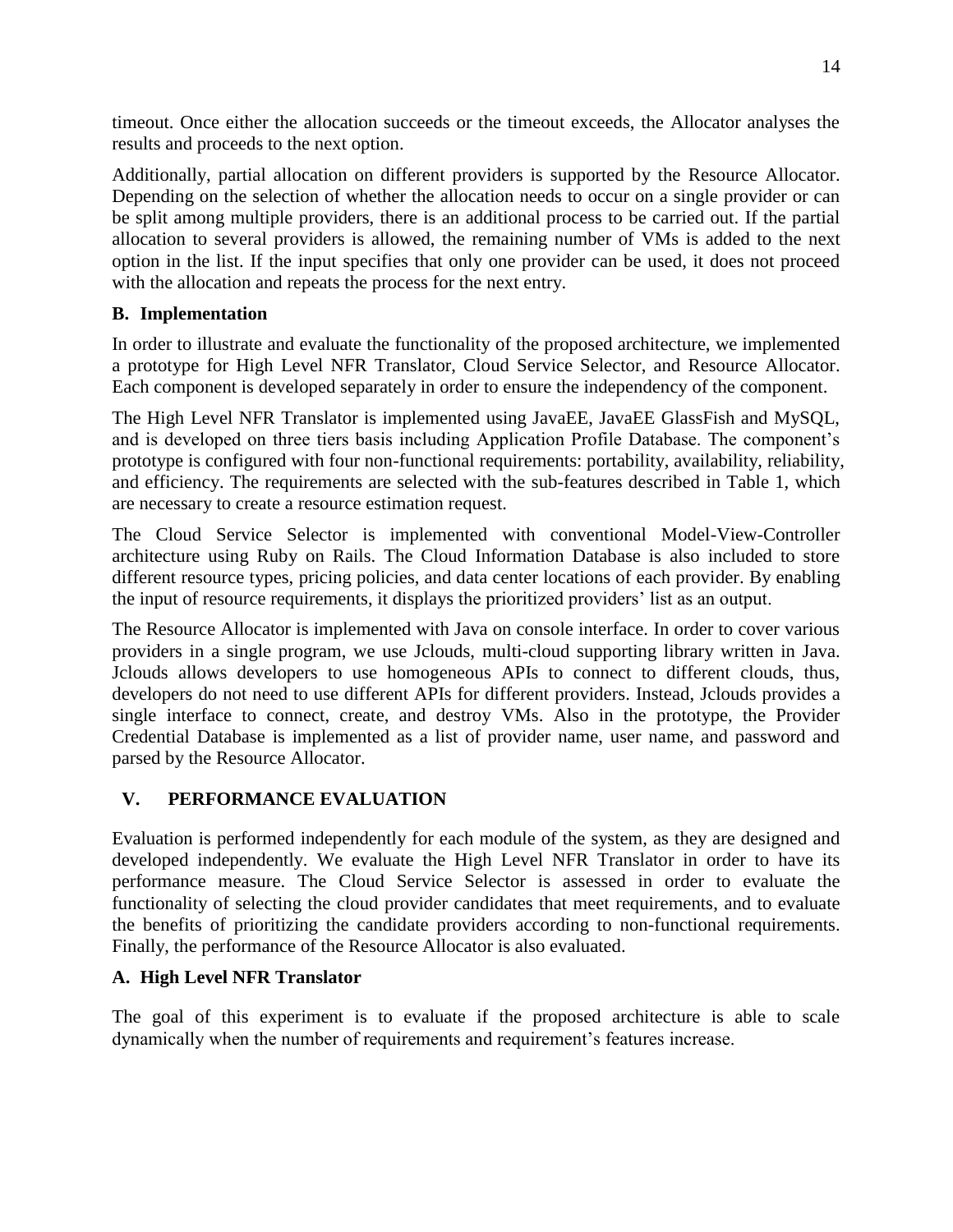timeout. Once either the allocation succeeds or the timeout exceeds, the Allocator analyses the results and proceeds to the next option.

Additionally, partial allocation on different providers is supported by the Resource Allocator. Depending on the selection of whether the allocation needs to occur on a single provider or can be split among multiple providers, there is an additional process to be carried out. If the partial allocation to several providers is allowed, the remaining number of VMs is added to the next option in the list. If the input specifies that only one provider can be used, it does not proceed with the allocation and repeats the process for the next entry.

### B. Implementation

In order to illustrate and evaluate the functionality of the proposed architecture, we implemented a prototype for High Level NFR Translator, Cloud Service Selector, and Resource Allocator. Each component is developed separately in order to ensure the independency of the component.

The High Level NFR Translator is implemented using JavaEE, JavaEE GlassFish and MySQL, and is developed on three tiers basis including Application Profile Database. The component's prototype is configured with four non-functional requirements: portability, availability, reliability, and efficiency. The requirements are selected with the sub-features described in Table 1, which are necessary to create a resource estimation request.

The Cloud Service Selector is implemented with conventional Model-View-Controller architecture using Ruby on Rails. The Cloud Information Database is also included to store different resource types, pricing policies, and data center locations of each provider. By enabling the input of resource requirements, it displays the prioritized providers' list as an output.

The Resource Allocator is implemented with Java on console interface. In order to cover various providers in a single program, we use Jclouds, multi-cloud supporting library written in Java. Jclouds allows developers to use homogeneous APIs to connect to different clouds, thus, developers do not need to use different APIs for different providers. Instead, Jclouds provides a single interface to connect, create, and destroy VMs. Also in the prototype, the Provider Credential Database is implemented as a list of provider name, user name, and password and parsed by the Resource Allocator.

## V. PERFORMANCE EVALUATION

Evaluation is performed independently for each module of the system, as they are designed and developed independently. We evaluate the High Level NFR Translator in order to have its performance measure. The Cloud Service Selector is assessed in order to evaluate the functionality of selecting the cloud provider candidates that meet requirements, and to evaluate the benefits of prioritizing the candidate providers according to non-functional requirements. Finally, the performance of the Resource Allocator is also evaluated.

### A. High Level NFR Translator

The goal of this experiment is to evaluate if the proposed architecture is able to scale dynamically when the number of requirements and requirement's features increase.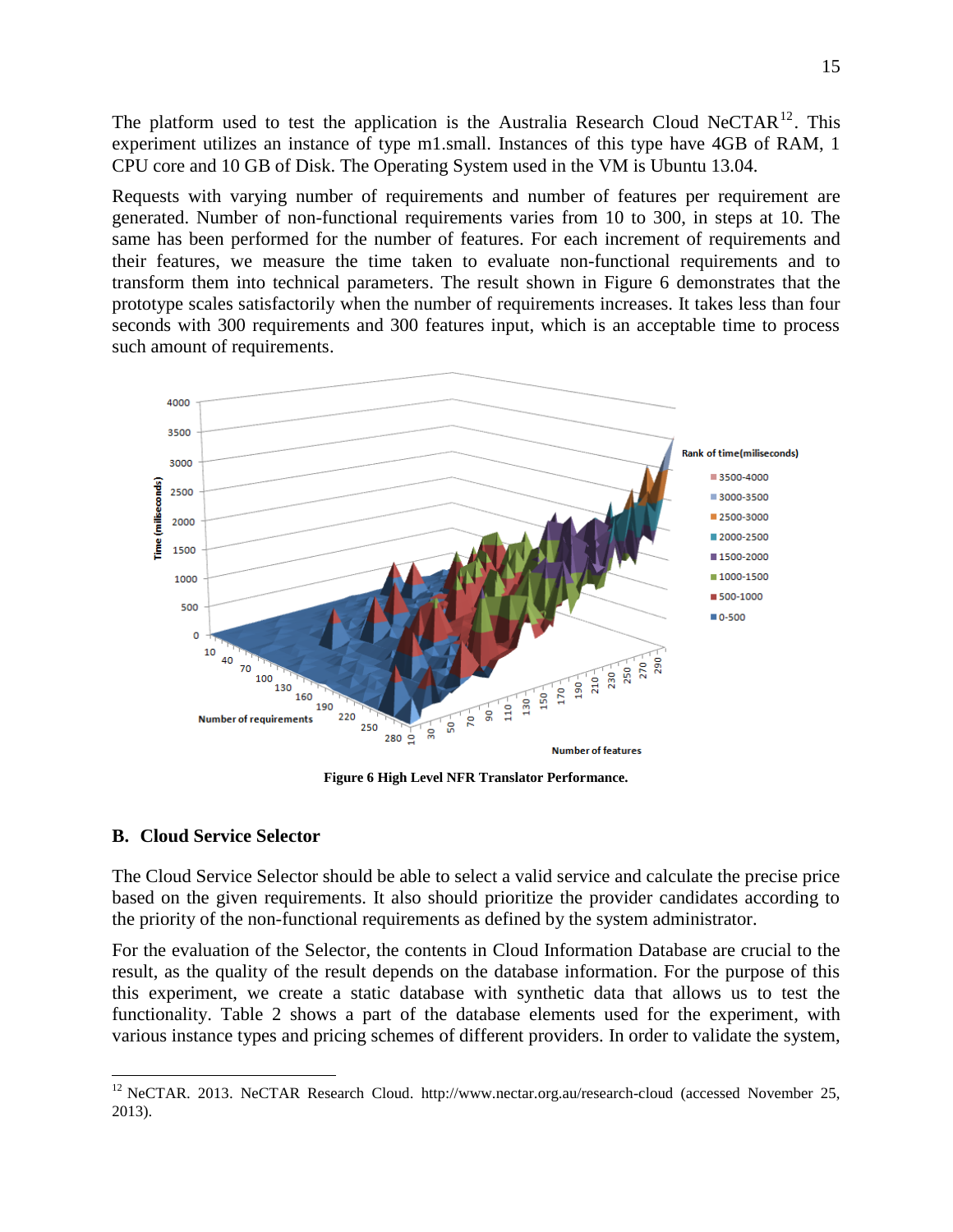The platform used to test the application is the Australia Research Cloud NeCTAR[12]. This experiment utilizes an instance of type m1.small. Instances of this type have 4GB of RAM, 1 CPU core and 10 GB of Disk. The Operating System used in the VM is Ubuntu 13.04.

Requests with varying number of requirements and number of features per requirement are generated. Number of non-functional requirements varies from 10 to 300, in steps at 10. The same has been performed for the number of features. For each increment of requirements and their features, we measure the time taken to evaluate non-functional requirements and to transform them into technical parameters. The result shown in Figure 6 demonstrates that the prototype scales satisfactorily when the number of requirements increases. It takes less than four seconds with 300 requirements and 300 features input, which is an acceptable time to process such amount of requirements.

**Figure 6 High Level NFR Translator Performance.**

## B. Cloud Service Selector

The Cloud Service Selector should be able to select a valid service and calculate the precise price based on the given requirements. It also should prioritize the provider candidates according to the priority of the non-functional requirements as defined by the system administrator.

For the evaluation of the Selector, the contents in Cloud Information Database are crucial to the result, as the quality of the result depends on the database information. For the purpose of this this experiment, we create a static database with synthetic data that allows us to test the functionality. Table 2 shows a part of the database elements used for the experiment, with various instance types and pricing schemes of different providers. In order to validate the system,

[12] NeCTAR. 2013. NeCTAR Research Cloud. http://www.nectar.org.au/research-cloud (accessed November 25, 2013).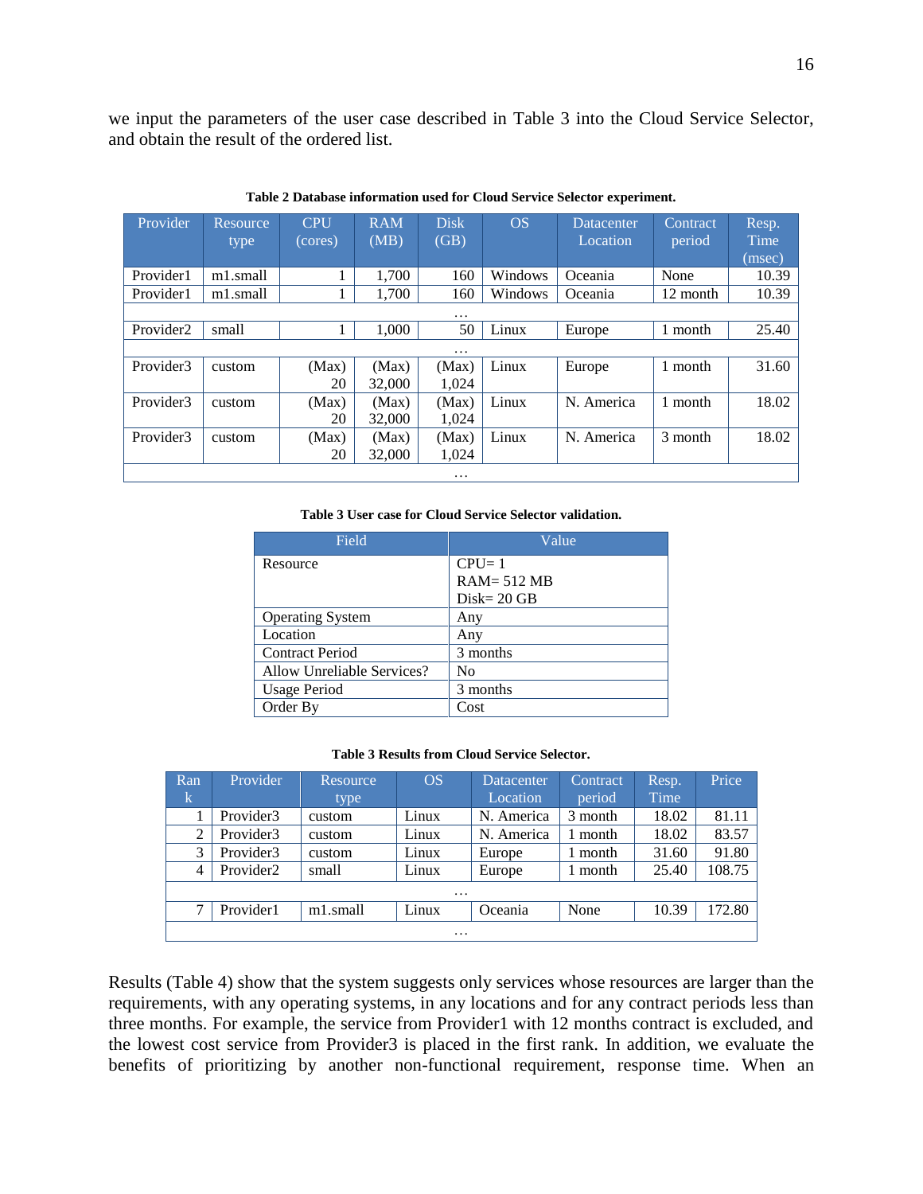we input the parameters of the user case described in Table 3 into the Cloud Service Selector, and obtain the result of the ordered list.

**Table 2 Database information used for Cloud Service Selector experiment.**

| Provider | Resource type | CPU (cores) | RAM (MB) | Disk (GB) | OS | Datacenter Location | Contract period | Resp. Time (msec) |
|---|---|---|---|---|---|---|---|---|
| Provider1 | m1.small | 1 | 1,700 | 160 | Windows | Oceania | None | 10.39 |
| Provider1 | m1.small | 1 | 1,700 | 160 | Windows | Oceania | 12 month | 10.39 |
| … | | | | | | | | |
| Provider2 | small | 1 | 1,000 | 50 | Linux | Europe | 1 month | 25.40 |
| … | | | | | | | | |
| Provider3 | custom | (Max) 20 | (Max) 32,000 | (Max) 1,024 | Linux | Europe | 1 month | 31.60 |
| Provider3 | custom | (Max) 20 | (Max) 32,000 | (Max) 1,024 | Linux | N. America | 1 month | 18.02 |
| Provider3 | custom | (Max) 20 | (Max) 32,000 | (Max) 1,024 | Linux | N. America | 3 month | 18.02 |
| … | | | | | | | | |

**Table 3 User case for Cloud Service Selector validation.**

| Field | Value |
|---|---|
| Resource | CPU= 1<br>RAM= 512 MB<br>Disk= 20 GB |
| Operating System | Any |
| Location | Any |
| Contract Period | 3 months |
| Allow Unreliable Services? | No |
| Usage Period | 3 months |
| Order By | Cost |

**Table 3 Results from Cloud Service Selector.**

| Rank | Provider | Resource type | OS | Datacenter Location | Contract period | Resp. Time | Price |
|---|---|---|---|---|---|---|---|
| 1 | Provider3 | custom | Linux | N. America | 3 month | 18.02 | 81.11 |
| 2 | Provider3 | custom | Linux | N. America | 1 month | 18.02 | 83.57 |
| 3 | Provider3 | custom | Linux | Europe | 1 month | 31.60 | 91.80 |
| 4 | Provider2 | small | Linux | Europe | 1 month | 25.40 | 108.75 |
| … | | | | | | | |
| 7 | Provider1 | m1.small | Linux | Oceania | None | 10.39 | 172.80 |
| … | | | | | | | |

Results (Table 4) show that the system suggests only services whose resources are larger than the requirements, with any operating systems, in any locations and for any contract periods less than three months. For example, the service from Provider1 with 12 months contract is excluded, and the lowest cost service from Provider3 is placed in the first rank. In addition, we evaluate the benefits of prioritizing by another non-functional requirement, response time. When an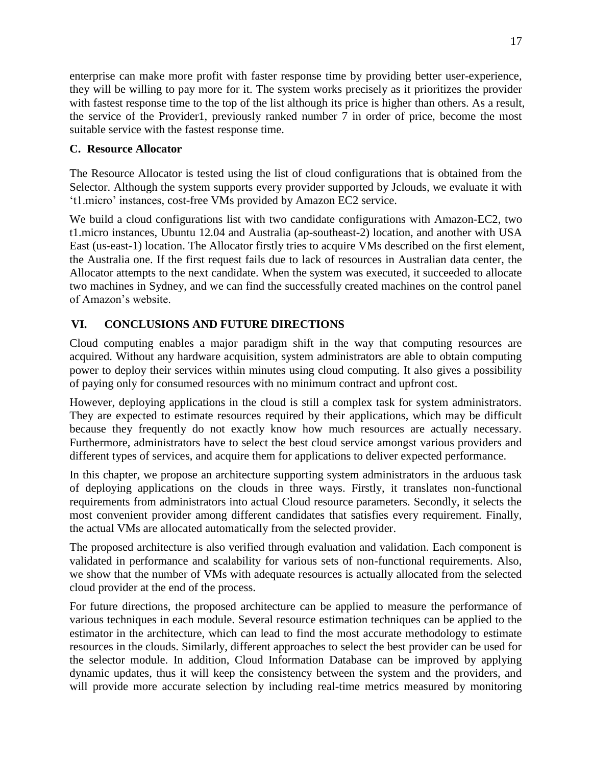enterprise can make more profit with faster response time by providing better user-experience, they will be willing to pay more for it. The system works precisely as it prioritizes the provider with fastest response time to the top of the list although its price is higher than others. As a result, the service of the Provider1, previously ranked number 7 in order of price, become the most suitable service with the fastest response time.

### C. Resource Allocator

The Resource Allocator is tested using the list of cloud configurations that is obtained from the Selector. Although the system supports every provider supported by Jclouds, we evaluate it with 't1.micro' instances, cost-free VMs provided by Amazon EC2 service.

We build a cloud configurations list with two candidate configurations with Amazon-EC2, two t1.micro instances, Ubuntu 12.04 and Australia (ap-southeast-2) location, and another with USA East (us-east-1) location. The Allocator firstly tries to acquire VMs described on the first element, the Australia one. If the first request fails due to lack of resources in Australian data center, the Allocator attempts to the next candidate. When the system was executed, it succeeded to allocate two machines in Sydney, and we can find the successfully created machines on the control panel of Amazon's website.

## VI. CONCLUSIONS AND FUTURE DIRECTIONS

Cloud computing enables a major paradigm shift in the way that computing resources are acquired. Without any hardware acquisition, system administrators are able to obtain computing power to deploy their services within minutes using cloud computing. It also gives a possibility of paying only for consumed resources with no minimum contract and upfront cost.

However, deploying applications in the cloud is still a complex task for system administrators. They are expected to estimate resources required by their applications, which may be difficult because they frequently do not exactly know how much resources are actually necessary. Furthermore, administrators have to select the best cloud service amongst various providers and different types of services, and acquire them for applications to deliver expected performance.

In this chapter, we propose an architecture supporting system administrators in the arduous task of deploying applications on the clouds in three ways. Firstly, it translates non-functional requirements from administrators into actual Cloud resource parameters. Secondly, it selects the most convenient provider among different candidates that satisfies every requirement. Finally, the actual VMs are allocated automatically from the selected provider.

The proposed architecture is also verified through evaluation and validation. Each component is validated in performance and scalability for various sets of non-functional requirements. Also, we show that the number of VMs with adequate resources is actually allocated from the selected cloud provider at the end of the process.

For future directions, the proposed architecture can be applied to measure the performance of various techniques in each module. Several resource estimation techniques can be applied to the estimator in the architecture, which can lead to find the most accurate methodology to estimate resources in the clouds. Similarly, different approaches to select the best provider can be used for the selector module. In addition, Cloud Information Database can be improved by applying dynamic updates, thus it will keep the consistency between the system and the providers, and will provide more accurate selection by including real-time metrics measured by monitoring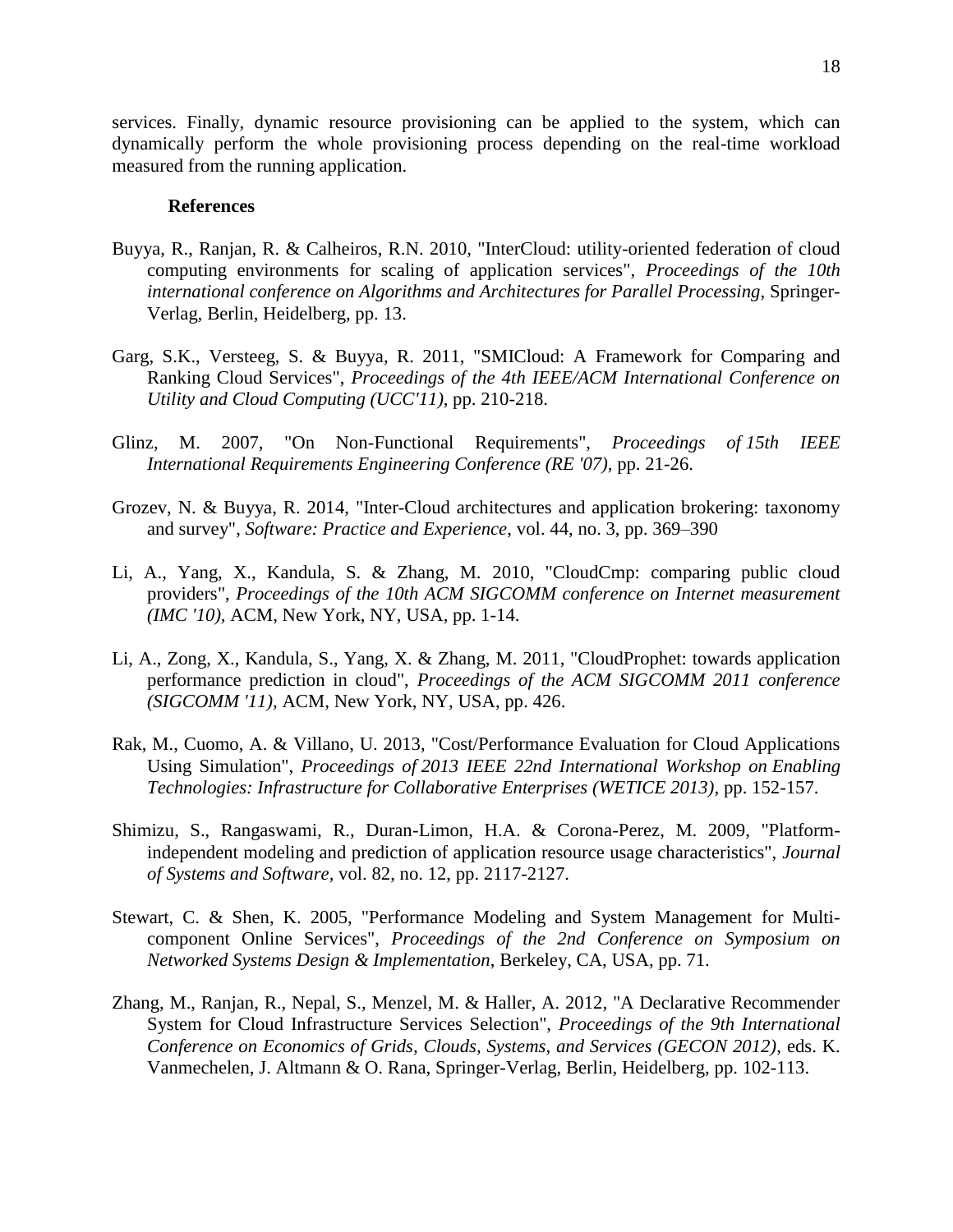services. Finally, dynamic resource provisioning can be applied to the system, which can dynamically perform the whole provisioning process depending on the real-time workload measured from the running application.

## References

Buyya, R., Ranjan, R. & Calheiros, R.N. 2010, "InterCloud: utility-oriented federation of cloud computing environments for scaling of application services", *Proceedings of the 10th international conference on Algorithms and Architectures for Parallel Processing*, Springer-Verlag, Berlin, Heidelberg, pp. 13.

Garg, S.K., Versteeg, S. & Buyya, R. 2011, "SMICloud: A Framework for Comparing and Ranking Cloud Services", *Proceedings of the 4th IEEE/ACM International Conference on Utility and Cloud Computing (UCC'11)*, pp. 210-218.

Glinz, M. 2007, "On Non-Functional Requirements", *Proceedings of 15th IEEE International Requirements Engineering Conference (RE '07)*, pp. 21-26.

Grozev, N. & Buyya, R. 2014, "Inter-Cloud architectures and application brokering: taxonomy and survey", *Software: Practice and Experience*, vol. 44, no. 3, pp. 369–390

Li, A., Yang, X., Kandula, S. & Zhang, M. 2010, "CloudCmp: comparing public cloud providers", *Proceedings of the 10th ACM SIGCOMM conference on Internet measurement (IMC '10)*, ACM, New York, NY, USA, pp. 1-14.

Li, A., Zong, X., Kandula, S., Yang, X. & Zhang, M. 2011, "CloudProphet: towards application performance prediction in cloud", *Proceedings of the ACM SIGCOMM 2011 conference (SIGCOMM '11)*, ACM, New York, NY, USA, pp. 426.

Rak, M., Cuomo, A. & Villano, U. 2013, "Cost/Performance Evaluation for Cloud Applications Using Simulation", *Proceedings of 2013 IEEE 22nd International Workshop on Enabling Technologies: Infrastructure for Collaborative Enterprises (WETICE 2013)*, pp. 152-157.

Shimizu, S., Rangaswami, R., Duran-Limon, H.A. & Corona-Perez, M. 2009, "Platform-independent modeling and prediction of application resource usage characteristics", *Journal of Systems and Software*, vol. 82, no. 12, pp. 2117-2127.

Stewart, C. & Shen, K. 2005, "Performance Modeling and System Management for Multi-component Online Services", *Proceedings of the 2nd Conference on Symposium on Networked Systems Design & Implementation*, Berkeley, CA, USA, pp. 71.

Zhang, M., Ranjan, R., Nepal, S., Menzel, M. & Haller, A. 2012, "A Declarative Recommender System for Cloud Infrastructure Services Selection", *Proceedings of the 9th International Conference on Economics of Grids, Clouds, Systems, and Services (GECON 2012)*, eds. K. Vanmechelen, J. Altmann & O. Rana, Springer-Verlag, Berlin, Heidelberg, pp. 102-113.